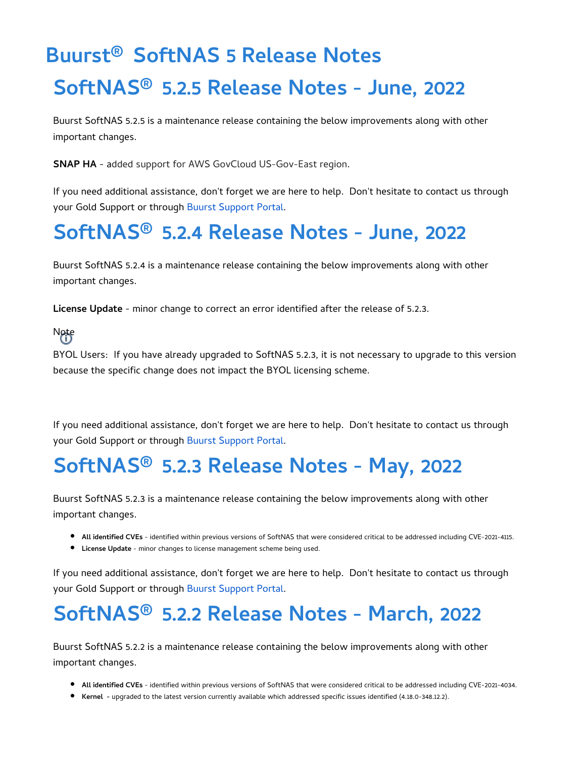# Buurst® SoftNAS 5 Release Notes

## SoftNAS® 5.2.5 Release Notes - June, 2022

Buurst SoftNAS 5.2.5 is a maintenance release containing the below improvements along with other important changes.

**SNAP HA** - added support for AWS GovCloud US-Gov-East region.

If you need additional assistance, don't forget we are here to help. Don't hesitate to contact us through your Gold Support or through Buurst Support Portal.

## SoftNAS® 5.2.4 Release Notes - June, 2022

Buurst SoftNAS 5.2.4 is a maintenance release containing the below improvements along with other important changes.

**License Update** - minor change to correct an error identified after the release of 5.2.3.

Note

BYOL Users: If you have already upgraded to SoftNAS 5.2.3, it is not necessary to upgrade to this version because the specific change does not impact the BYOL licensing scheme.

If you need additional assistance, don't forget we are here to help. Don't hesitate to contact us through your Gold Support or through Buurst Support Portal.

## SoftNAS® 5.2.3 Release Notes - May, 2022

Buurst SoftNAS 5.2.3 is a maintenance release containing the below improvements along with other important changes.

- **All identified CVEs** - identified within previous versions of SoftNAS that were considered critical to be addressed including CVE-2021-4115.
- **License Update** - minor changes to license management scheme being used.

If you need additional assistance, don't forget we are here to help. Don't hesitate to contact us through your Gold Support or through Buurst Support Portal.

## SoftNAS® 5.2.2 Release Notes - March, 2022

Buurst SoftNAS 5.2.2 is a maintenance release containing the below improvements along with other important changes.

- **All identified CVEs** - identified within previous versions of SoftNAS that were considered critical to be addressed including CVE-2021-4034.
- **Kernel** - upgraded to the latest version currently available which addressed specific issues identified (4.18.0-348.12.2).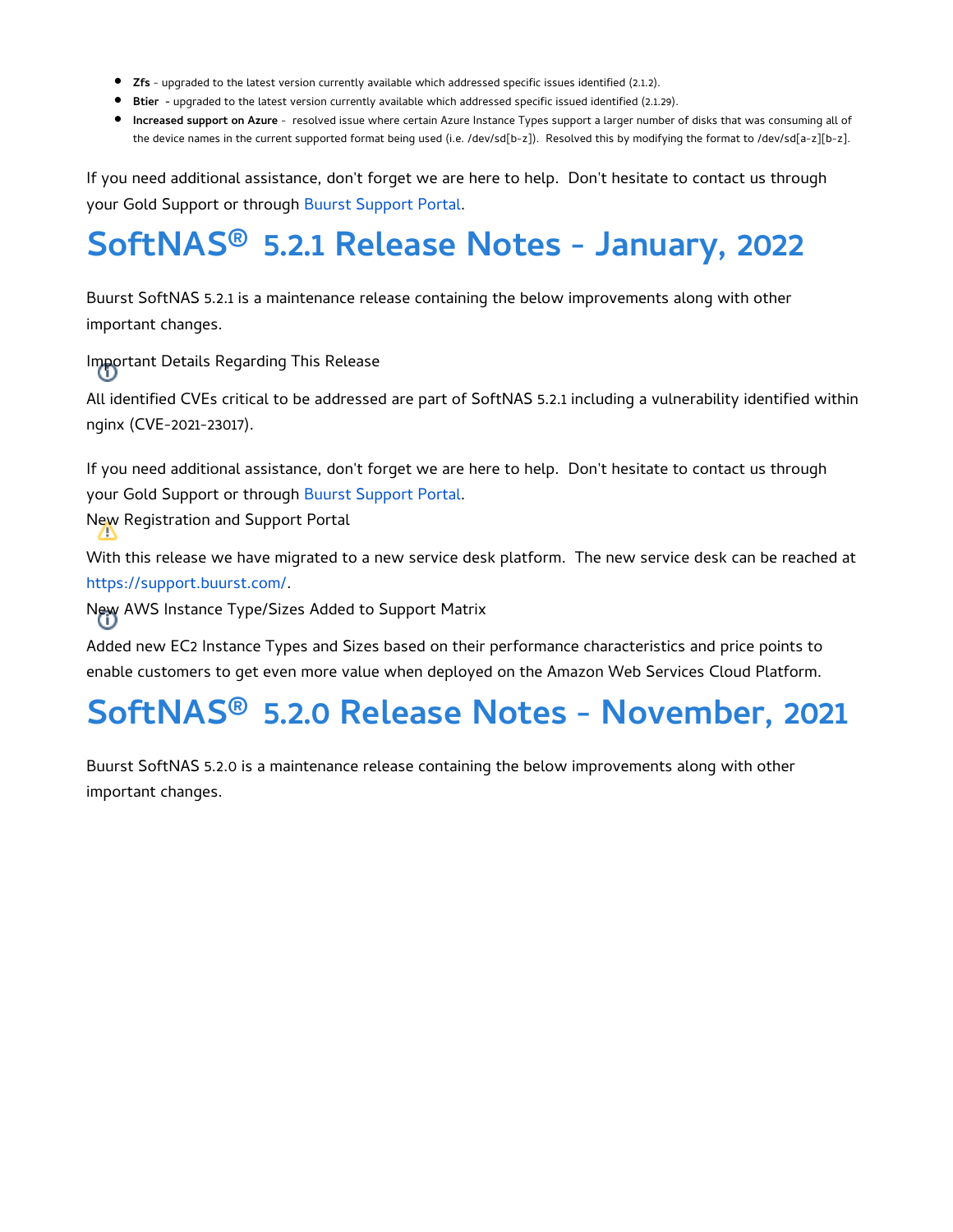- **Zfs** - upgraded to the latest version currently available which addressed specific issues identified (2.1.2).
- **Btier** - upgraded to the latest version currently available which addressed specific issued identified (2.1.29).
- **Increased support on Azure** - resolved issue where certain Azure Instance Types support a larger number of disks that was consuming all of the device names in the current supported format being used (i.e. /dev/sd[b-z]). Resolved this by modifying the format to /dev/sd[a-z][b-z].

If you need additional assistance, don't forget we are here to help. Don't hesitate to contact us through your Gold Support or through Buurst Support Portal.

# SoftNAS® 5.2.1 Release Notes - January, 2022

Buurst SoftNAS 5.2.1 is a maintenance release containing the below improvements along with other important changes.

Important Details Regarding This Release

All identified CVEs critical to be addressed are part of SoftNAS 5.2.1 including a vulnerability identified within nginx (CVE-2021-23017).

If you need additional assistance, don't forget we are here to help. Don't hesitate to contact us through your Gold Support or through Buurst Support Portal.

New Registration and Support Portal

With this release we have migrated to a new service desk platform. The new service desk can be reached at https://support.buurst.com/.

New AWS Instance Type/Sizes Added to Support Matrix

Added new EC2 Instance Types and Sizes based on their performance characteristics and price points to enable customers to get even more value when deployed on the Amazon Web Services Cloud Platform.

# SoftNAS® 5.2.0 Release Notes - November, 2021

Buurst SoftNAS 5.2.0 is a maintenance release containing the below improvements along with other important changes.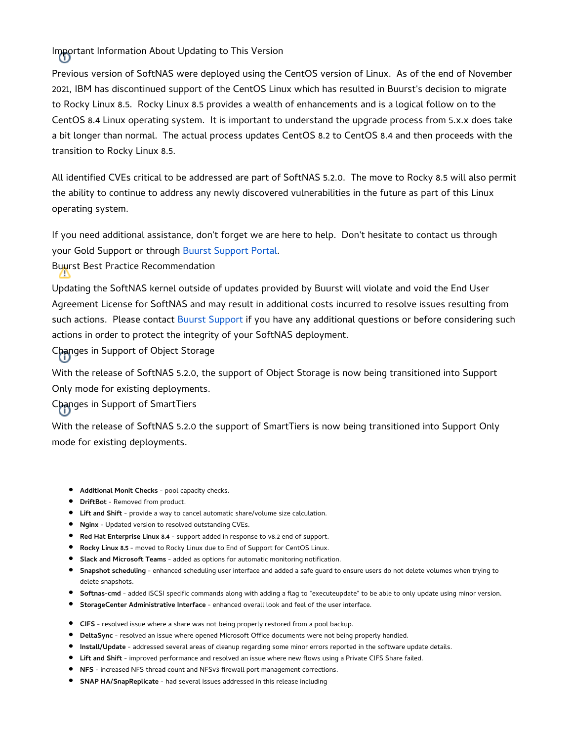### Important Information About Updating to This Version

Previous version of SoftNAS were deployed using the CentOS version of Linux.  As of the end of November 2021, IBM has discontinued support of the CentOS Linux which has resulted in Buurst's decision to migrate to Rocky Linux 8.5.  Rocky Linux 8.5 provides a wealth of enhancements and is a logical follow on to the CentOS 8.4 Linux operating system.  It is important to understand the upgrade process from 5.x.x does take a bit longer than normal.  The actual process updates CentOS 8.2 to CentOS 8.4 and then proceeds with the transition to Rocky Linux 8.5.

All identified CVEs critical to be addressed are part of SoftNAS 5.2.0.  The move to Rocky 8.5 will also permit the ability to continue to address any newly discovered vulnerabilities in the future as part of this Linux operating system.

If you need additional assistance, don't forget we are here to help.  Don't hesitate to contact us through your Gold Support or through Buurst Support Portal.

### Buurst Best Practice Recommendation

Updating the SoftNAS kernel outside of updates provided by Buurst will violate and void the End User Agreement License for SoftNAS and may result in additional costs incurred to resolve issues resulting from such actions.  Please contact Buurst Support if you have any additional questions or before considering such actions in order to protect the integrity of your SoftNAS deployment.

### Changes in Support of Object Storage

With the release of SoftNAS 5.2.0, the support of Object Storage is now being transitioned into Support Only mode for existing deployments.

### Changes in Support of SmartTiers

With the release of SoftNAS 5.2.0 the support of SmartTiers is now being transitioned into Support Only mode for existing deployments.

- **Additional Monit Checks** - pool capacity checks.
- **DriftBot** - Removed from product.
- **Lift and Shift** - provide a way to cancel automatic share/volume size calculation.
- **Nginx** - Updated version to resolved outstanding CVEs.
- **Red Hat Enterprise Linux 8.4** - support added in response to v8.2 end of support.
- **Rocky Linux 8.5** - moved to Rocky Linux due to End of Support for CentOS Linux.
- **Slack and Microsoft Teams** - added as options for automatic monitoring notification.
- **Snapshot scheduling** - enhanced scheduling user interface and added a safe guard to ensure users do not delete volumes when trying to delete snapshots.
- **Softnas-cmd** - added iSCSI specific commands along with adding a flag to "executeupdate" to be able to only update using minor version.
- **StorageCenter Administrative Interface** - enhanced overall look and feel of the user interface.

- **CIFS** - resolved issue where a share was not being properly restored from a pool backup.
- **DeltaSync** - resolved an issue where opened Microsoft Office documents were not being properly handled.
- **Install/Update** - addressed several areas of cleanup regarding some minor errors reported in the software update details.
- **Lift and Shift** - improved performance and resolved an issue where new flows using a Private CIFS Share failed.
- **NFS** - increased NFS thread count and NFSv3 firewall port management corrections.
- **SNAP HA/SnapReplicate** - had several issues addressed in this release including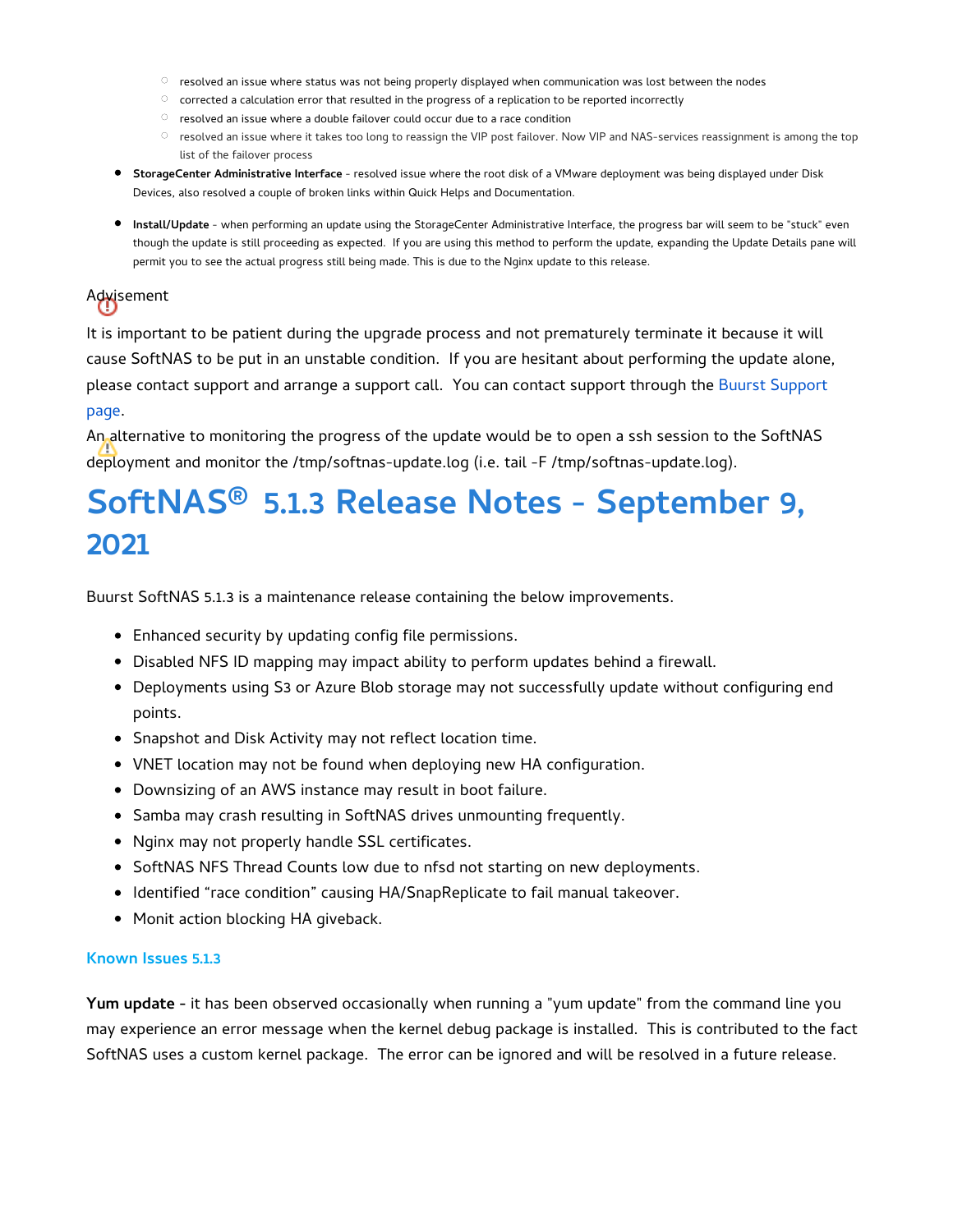- resolved an issue where status was not being properly displayed when communication was lost between the nodes
  - corrected a calculation error that resulted in the progress of a replication to be reported incorrectly
  - resolved an issue where a double failover could occur due to a race condition
  - resolved an issue where it takes too long to reassign the VIP post failover. Now VIP and NAS-services reassignment is among the top list of the failover process
- **StorageCenter Administrative Interface** - resolved issue where the root disk of a VMware deployment was being displayed under Disk Devices, also resolved a couple of broken links within Quick Helps and Documentation.
- **Install/Update** - when performing an update using the StorageCenter Administrative Interface, the progress bar will seem to be "stuck" even though the update is still proceeding as expected. If you are using this method to perform the update, expanding the Update Details pane will permit you to see the actual progress still being made. This is due to the Nginx update to this release.

Advisement

It is important to be patient during the upgrade process and not prematurely terminate it because it will cause SoftNAS to be put in an unstable condition. If you are hesitant about performing the update alone, please contact support and arrange a support call. You can contact support through the Buurst Support page.

An alternative to monitoring the progress of the update would be to open a ssh session to the SoftNAS deployment and monitor the /tmp/softnas-update.log (i.e. tail -F /tmp/softnas-update.log).

# SoftNAS® 5.1.3 Release Notes - September 9, 2021

Buurst SoftNAS 5.1.3 is a maintenance release containing the below improvements.

- Enhanced security by updating config file permissions.
- Disabled NFS ID mapping may impact ability to perform updates behind a firewall.
- Deployments using S3 or Azure Blob storage may not successfully update without configuring end points.
- Snapshot and Disk Activity may not reflect location time.
- VNET location may not be found when deploying new HA configuration.
- Downsizing of an AWS instance may result in boot failure.
- Samba may crash resulting in SoftNAS drives unmounting frequently.
- Nginx may not properly handle SSL certificates.
- SoftNAS NFS Thread Counts low due to nfsd not starting on new deployments.
- Identified “race condition” causing HA/SnapReplicate to fail manual takeover.
- Monit action blocking HA giveback.

### Known Issues 5.1.3

**Yum update** - it has been observed occasionally when running a "yum update" from the command line you may experience an error message when the kernel debug package is installed. This is contributed to the fact SoftNAS uses a custom kernel package. The error can be ignored and will be resolved in a future release.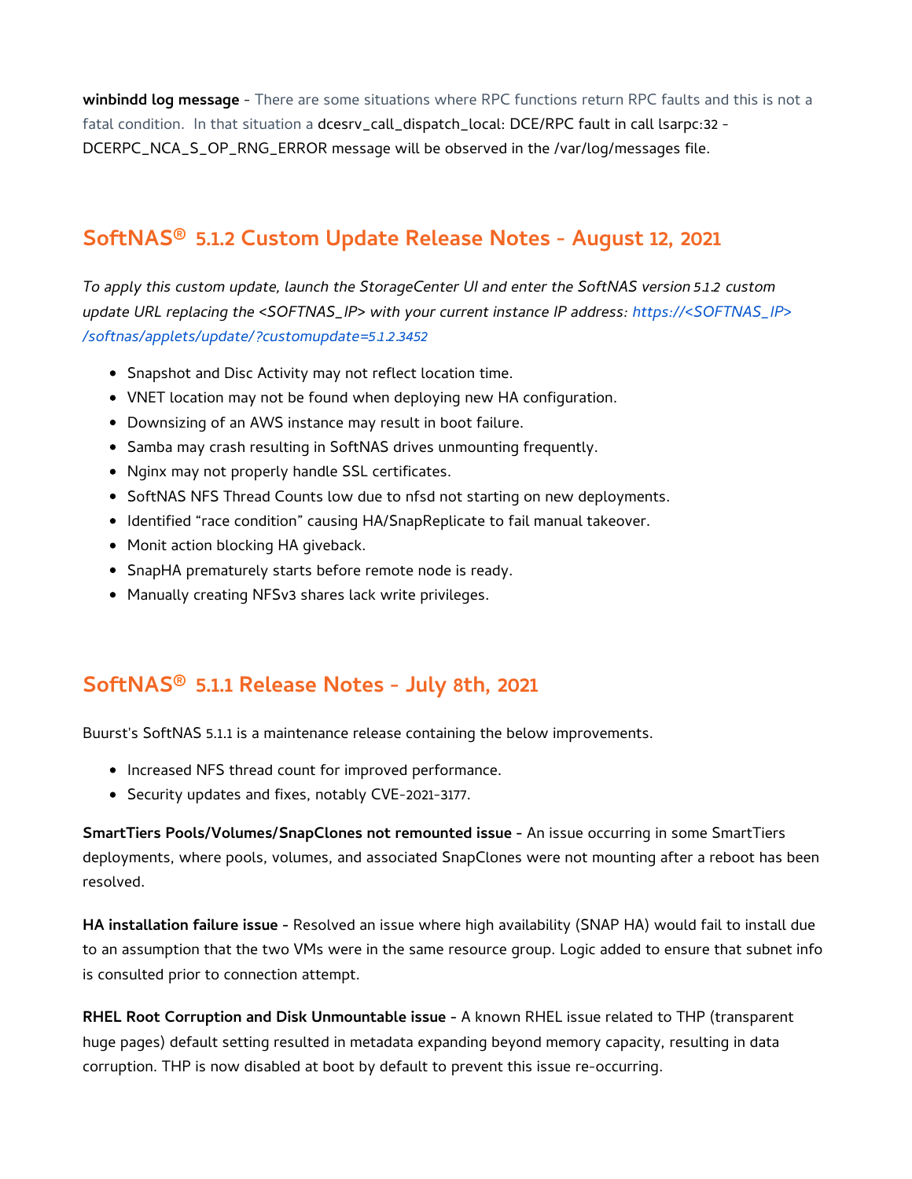**winbindd log message** - There are some situations where RPC functions return RPC faults and this is not a fatal condition. In that situation a dcesrv_call_dispatch_local: DCE/RPC fault in call lsarpc:32 - DCERPC_NCA_S_OP_RNG_ERROR message will be observed in the /var/log/messages file.

## SoftNAS® 5.1.2 Custom Update Release Notes - August 12, 2021

*To apply this custom update, launch the StorageCenter UI and enter the SoftNAS version 5.1.2 custom update URL replacing the <SOFTNAS_IP> with your current instance IP address: https://<SOFTNAS_IP>/softnas/applets/update/?customupdate=5.1.2.3452*

- Snapshot and Disc Activity may not reflect location time.
- VNET location may not be found when deploying new HA configuration.
- Downsizing of an AWS instance may result in boot failure.
- Samba may crash resulting in SoftNAS drives unmounting frequently.
- Nginx may not properly handle SSL certificates.
- SoftNAS NFS Thread Counts low due to nfsd not starting on new deployments.
- Identified "race condition" causing HA/SnapReplicate to fail manual takeover.
- Monit action blocking HA giveback.
- SnapHA prematurely starts before remote node is ready.
- Manually creating NFSv3 shares lack write privileges.

## SoftNAS® 5.1.1 Release Notes - July 8th, 2021

Buurst's SoftNAS 5.1.1 is a maintenance release containing the below improvements.

- Increased NFS thread count for improved performance.
- Security updates and fixes, notably CVE-2021-3177.

**SmartTiers Pools/Volumes/SnapClones not remounted issue** - An issue occurring in some SmartTiers deployments, where pools, volumes, and associated SnapClones were not mounting after a reboot has been resolved.

**HA installation failure issue** - Resolved an issue where high availability (SNAP HA) would fail to install due to an assumption that the two VMs were in the same resource group. Logic added to ensure that subnet info is consulted prior to connection attempt.

**RHEL Root Corruption and Disk Unmountable issue** - A known RHEL issue related to THP (transparent huge pages) default setting resulted in metadata expanding beyond memory capacity, resulting in data corruption. THP is now disabled at boot by default to prevent this issue re-occurring.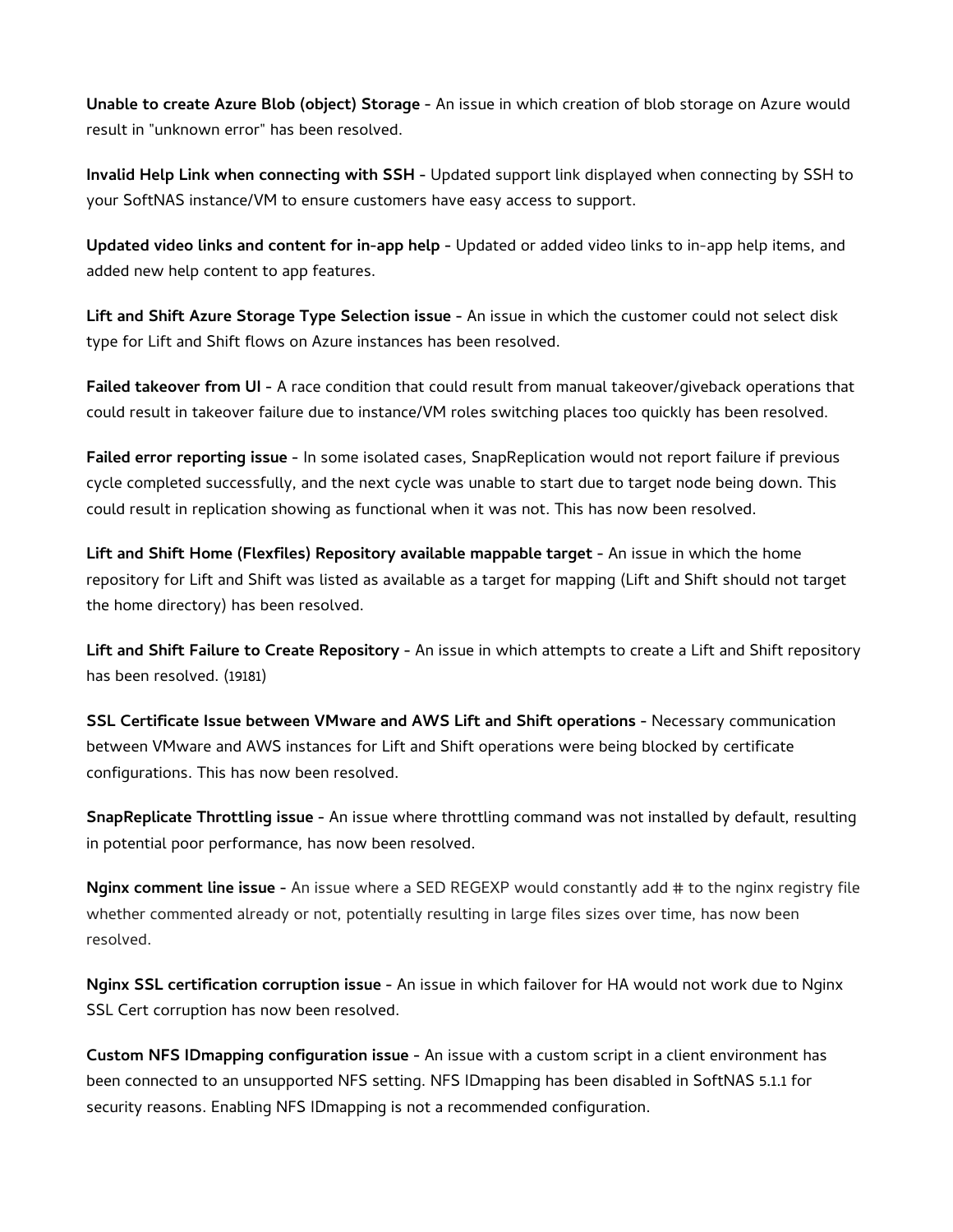**Unable to create Azure Blob (object) Storage** - An issue in which creation of blob storage on Azure would result in "unknown error" has been resolved.

**Invalid Help Link when connecting with SSH** - Updated support link displayed when connecting by SSH to your SoftNAS instance/VM to ensure customers have easy access to support.

**Updated video links and content for in-app help** - Updated or added video links to in-app help items, and added new help content to app features.

**Lift and Shift Azure Storage Type Selection issue** - An issue in which the customer could not select disk type for Lift and Shift flows on Azure instances has been resolved.

**Failed takeover from UI** - A race condition that could result from manual takeover/giveback operations that could result in takeover failure due to instance/VM roles switching places too quickly has been resolved.

**Failed error reporting issue** - In some isolated cases, SnapReplication would not report failure if previous cycle completed successfully, and the next cycle was unable to start due to target node being down. This could result in replication showing as functional when it was not. This has now been resolved.

**Lift and Shift Home (Flexfiles) Repository available mappable target** - An issue in which the home repository for Lift and Shift was listed as available as a target for mapping (Lift and Shift should not target the home directory) has been resolved.

**Lift and Shift Failure to Create Repository** - An issue in which attempts to create a Lift and Shift repository has been resolved. (19181)

**SSL Certificate Issue between VMware and AWS Lift and Shift operations** - Necessary communication between VMware and AWS instances for Lift and Shift operations were being blocked by certificate configurations. This has now been resolved.

**SnapReplicate Throttling issue** - An issue where throttling command was not installed by default, resulting in potential poor performance, has now been resolved.

**Nginx comment line issue** - An issue where a SED REGEXP would constantly add # to the nginx registry file whether commented already or not, potentially resulting in large files sizes over time, has now been resolved.

**Nginx SSL certification corruption issue** - An issue in which failover for HA would not work due to Nginx SSL Cert corruption has now been resolved.

**Custom NFS IDmapping configuration issue** - An issue with a custom script in a client environment has been connected to an unsupported NFS setting. NFS IDmapping has been disabled in SoftNAS 5.1.1 for security reasons. Enabling NFS IDmapping is not a recommended configuration.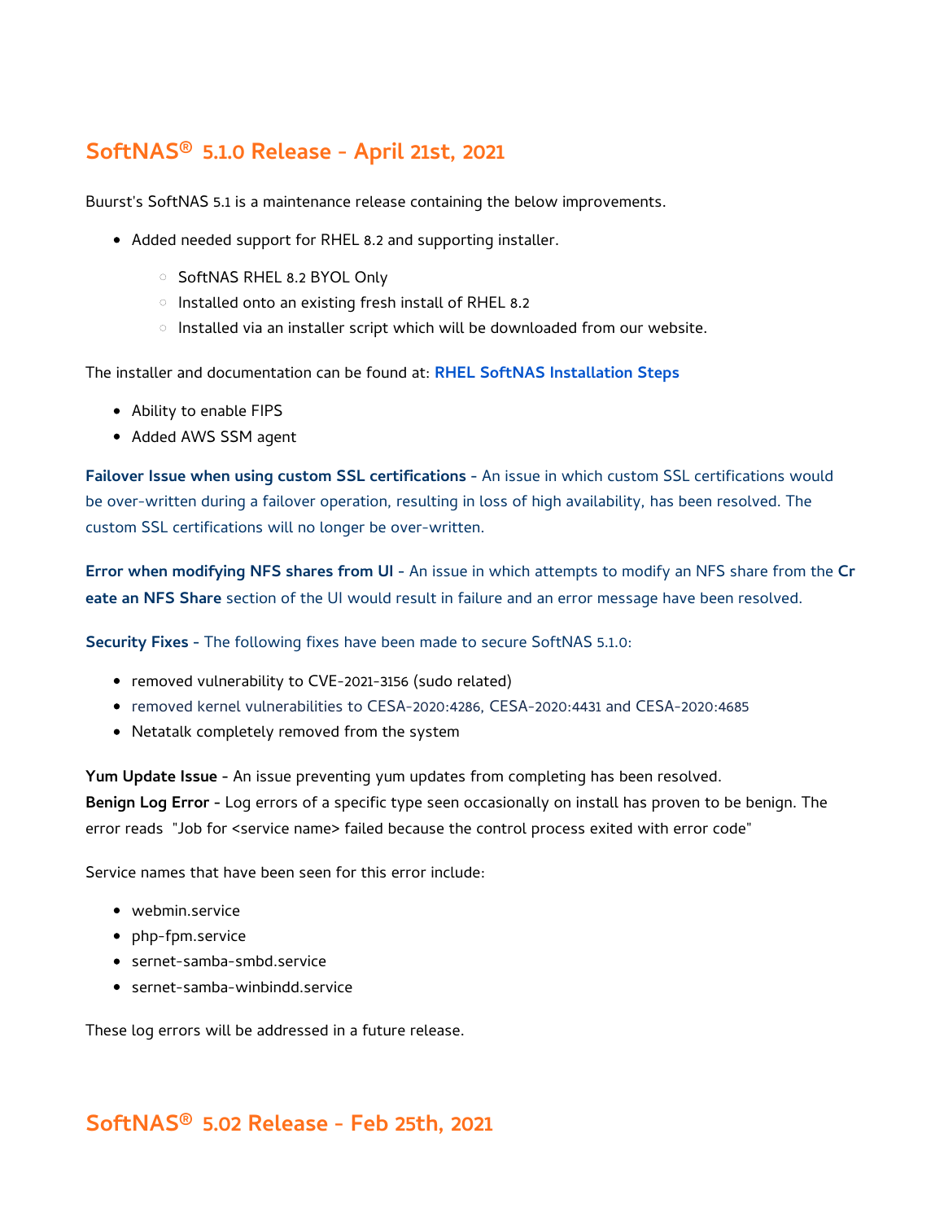## SoftNAS® 5.1.0 Release - April 21st, 2021

Buurst's SoftNAS 5.1 is a maintenance release containing the below improvements.

- Added needed support for RHEL 8.2 and supporting installer.
  - SoftNAS RHEL 8.2 BYOL Only
  - Installed onto an existing fresh install of RHEL 8.2
  - Installed via an installer script which will be downloaded from our website.

The installer and documentation can be found at: **RHEL SoftNAS Installation Steps**

- Ability to enable FIPS
- Added AWS SSM agent

**Failover Issue when using custom SSL certifications** - An issue in which custom SSL certifications would be over-written during a failover operation, resulting in loss of high availability, has been resolved. The custom SSL certifications will no longer be over-written.

**Error when modifying NFS shares from UI** - An issue in which attempts to modify an NFS share from the **Create an NFS Share** section of the UI would result in failure and an error message have been resolved.

**Security Fixes** - The following fixes have been made to secure SoftNAS 5.1.0:

- removed vulnerability to CVE-2021-3156 (sudo related)
- removed kernel vulnerabilities to CESA-2020:4286, CESA-2020:4431 and CESA-2020:4685
- Netatalk completely removed from the system

**Yum Update Issue** - An issue preventing yum updates from completing has been resolved.
**Benign Log Error** - Log errors of a specific type seen occasionally on install has proven to be benign. The error reads "Job for <service name> failed because the control process exited with error code"

Service names that have been seen for this error include:

- webmin.service
- php-fpm.service
- sernet-samba-smbd.service
- sernet-samba-winbindd.service

These log errors will be addressed in a future release.

## SoftNAS® 5.02 Release - Feb 25th, 2021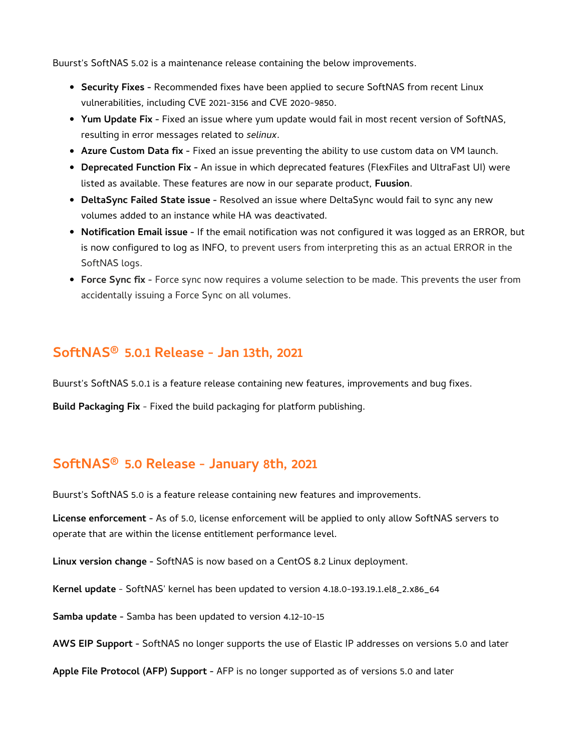Buurst's SoftNAS 5.02 is a maintenance release containing the below improvements.

- **Security Fixes** - Recommended fixes have been applied to secure SoftNAS from recent Linux vulnerabilities, including CVE 2021-3156 and CVE 2020-9850.
- **Yum Update Fix** - Fixed an issue where yum update would fail in most recent version of SoftNAS, resulting in error messages related to *selinux*.
- **Azure Custom Data fix** - Fixed an issue preventing the ability to use custom data on VM launch.
- **Deprecated Function Fix** - An issue in which deprecated features (FlexFiles and UltraFast UI) were listed as available. These features are now in our separate product, **Fuusion**.
- **DeltaSync Failed State issue** - Resolved an issue where DeltaSync would fail to sync any new volumes added to an instance while HA was deactivated.
- **Notification Email issue** - If the email notification was not configured it was logged as an ERROR, but is now configured to log as INFO, to prevent users from interpreting this as an actual ERROR in the SoftNAS logs.
- **Force Sync fix** - Force sync now requires a volume selection to be made. This prevents the user from accidentally issuing a Force Sync on all volumes.

## SoftNAS® 5.0.1 Release - Jan 13th, 2021

Buurst's SoftNAS 5.0.1 is a feature release containing new features, improvements and bug fixes.

**Build Packaging Fix** - Fixed the build packaging for platform publishing.

## SoftNAS® 5.0 Release - January 8th, 2021

Buurst's SoftNAS 5.0 is a feature release containing new features and improvements.

**License enforcement** - As of 5.0, license enforcement will be applied to only allow SoftNAS servers to operate that are within the license entitlement performance level.

**Linux version change** - SoftNAS is now based on a CentOS 8.2 Linux deployment.

**Kernel update** - SoftNAS' kernel has been updated to version 4.18.0-193.19.1.el8_2.x86_64

**Samba update** - Samba has been updated to version 4.12-10-15

**AWS EIP Support** - SoftNAS no longer supports the use of Elastic IP addresses on versions 5.0 and later

**Apple File Protocol (AFP) Support** - AFP is no longer supported as of versions 5.0 and later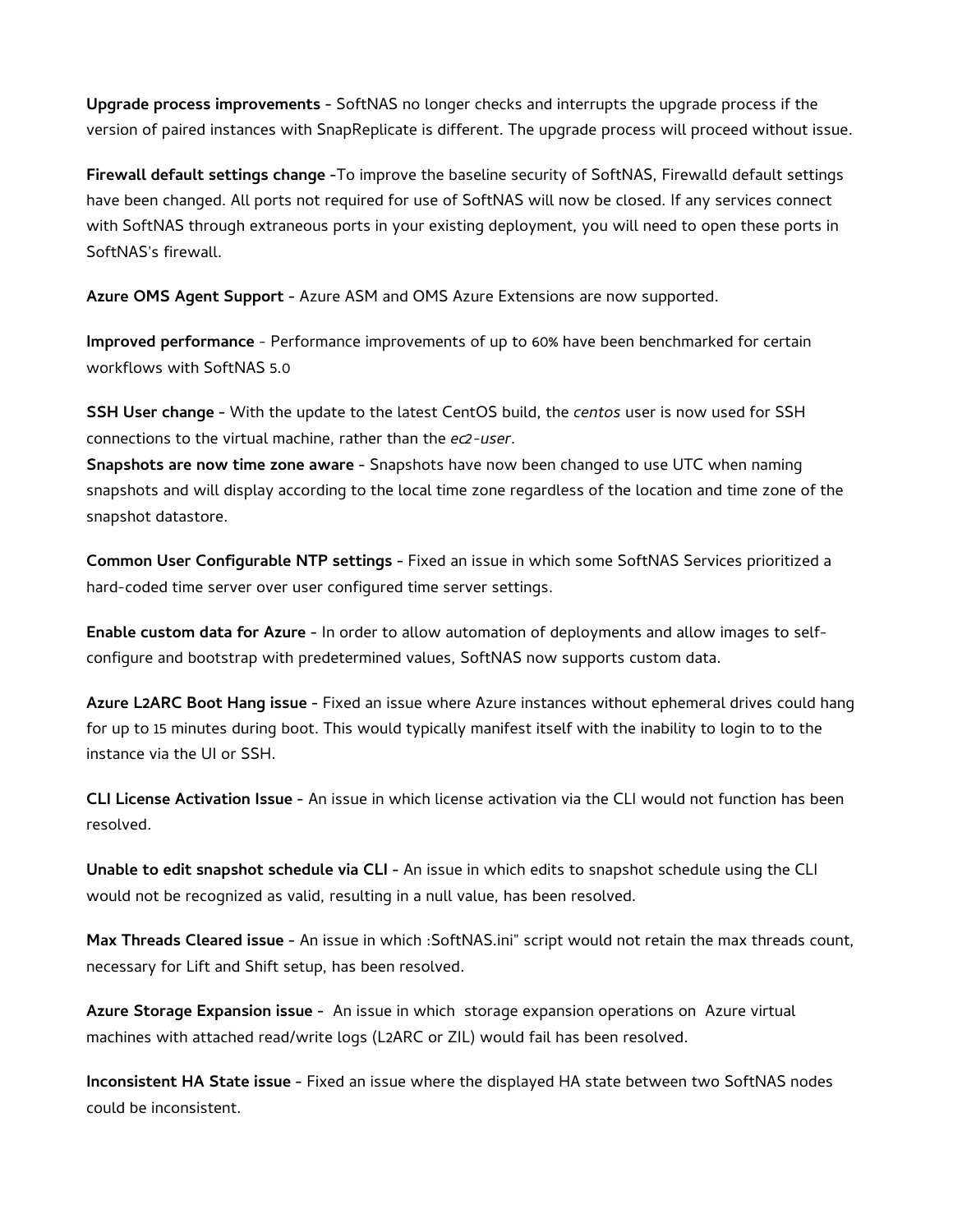**Upgrade process improvements -** SoftNAS no longer checks and interrupts the upgrade process if the version of paired instances with SnapReplicate is different. The upgrade process will proceed without issue.

**Firewall default settings change -**To improve the baseline security of SoftNAS, Firewalld default settings have been changed. All ports not required for use of SoftNAS will now be closed. If any services connect with SoftNAS through extraneous ports in your existing deployment, you will need to open these ports in SoftNAS's firewall.

**Azure OMS Agent Support -** Azure ASM and OMS Azure Extensions are now supported.

**Improved performance** - Performance improvements of up to 60% have been benchmarked for certain workflows with SoftNAS 5.0

**SSH User change -** With the update to the latest CentOS build, the *centos* user is now used for SSH connections to the virtual machine, rather than the *ec2-user*.
**Snapshots are now time zone aware -** Snapshots have now been changed to use UTC when naming snapshots and will display according to the local time zone regardless of the location and time zone of the snapshot datastore.

**Common User Configurable NTP settings -** Fixed an issue in which some SoftNAS Services prioritized a hard-coded time server over user configured time server settings.

**Enable custom data for Azure -** In order to allow automation of deployments and allow images to self-configure and bootstrap with predetermined values, SoftNAS now supports custom data.

**Azure L2ARC Boot Hang issue -** Fixed an issue where Azure instances without ephemeral drives could hang for up to 15 minutes during boot. This would typically manifest itself with the inability to login to to the instance via the UI or SSH.

**CLI License Activation Issue -** An issue in which license activation via the CLI would not function has been resolved.

**Unable to edit snapshot schedule via CLI -** An issue in which edits to snapshot schedule using the CLI would not be recognized as valid, resulting in a null value, has been resolved.

**Max Threads Cleared issue -** An issue in which :SoftNAS.ini" script would not retain the max threads count, necessary for Lift and Shift setup, has been resolved.

**Azure Storage Expansion issue -** An issue in which storage expansion operations on Azure virtual machines with attached read/write logs (L2ARC or ZIL) would fail has been resolved.

**Inconsistent HA State issue -** Fixed an issue where the displayed HA state between two SoftNAS nodes could be inconsistent.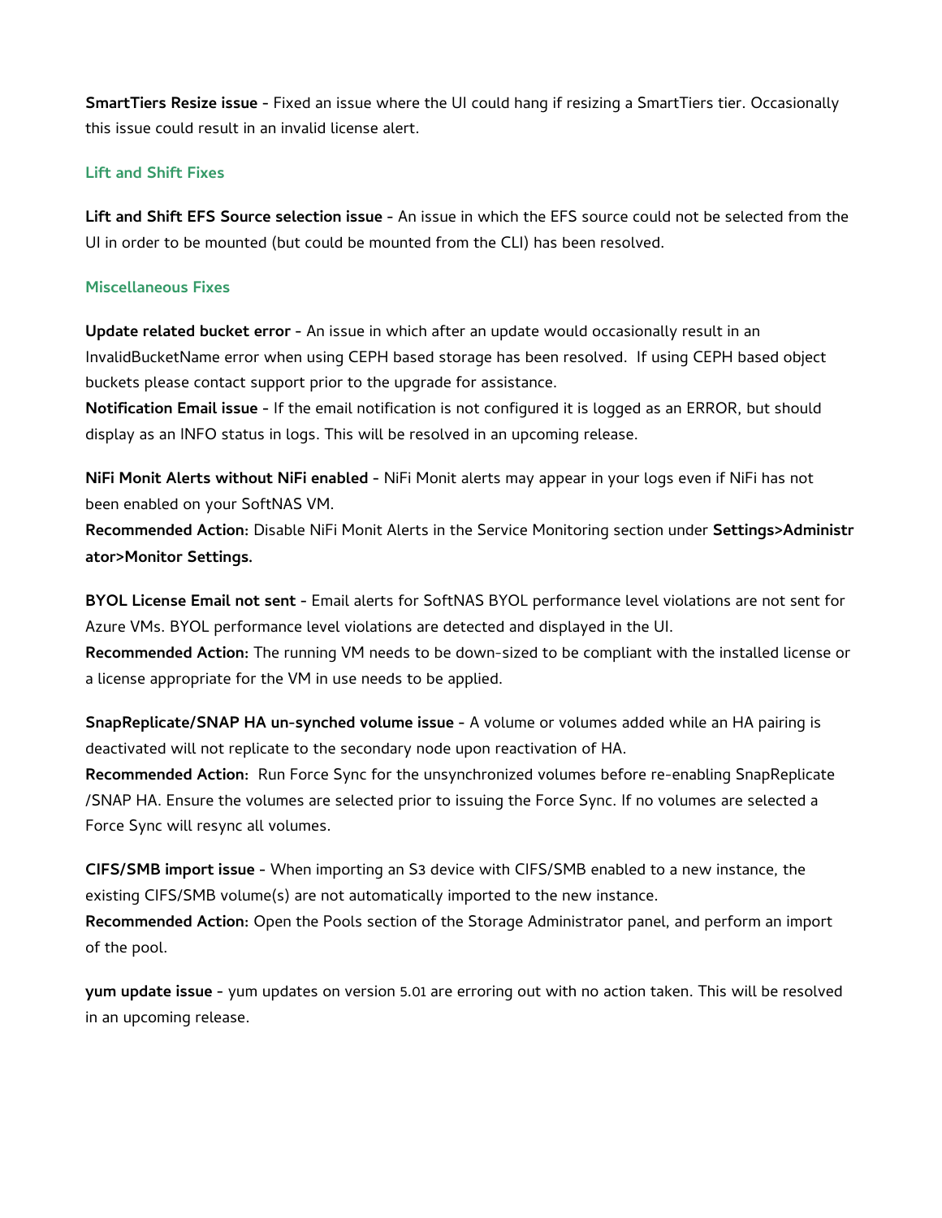**SmartTiers Resize issue** - Fixed an issue where the UI could hang if resizing a SmartTiers tier. Occasionally this issue could result in an invalid license alert.

### Lift and Shift Fixes

**Lift and Shift EFS Source selection issue** - An issue in which the EFS source could not be selected from the UI in order to be mounted (but could be mounted from the CLI) has been resolved.

### Miscellaneous Fixes

**Update related bucket error** - An issue in which after an update would occasionally result in an InvalidBucketName error when using CEPH based storage has been resolved. If using CEPH based object buckets please contact support prior to the upgrade for assistance.

**Notification Email issue** - If the email notification is not configured it is logged as an ERROR, but should display as an INFO status in logs. This will be resolved in an upcoming release.

**NiFi Monit Alerts without NiFi enabled** - NiFi Monit alerts may appear in your logs even if NiFi has not been enabled on your SoftNAS VM.

**Recommended Action:** Disable NiFi Monit Alerts in the Service Monitoring section under **Settings>Administrator>Monitor Settings.**

**BYOL License Email not sent** - Email alerts for SoftNAS BYOL performance level violations are not sent for Azure VMs. BYOL performance level violations are detected and displayed in the UI.

**Recommended Action:** The running VM needs to be down-sized to be compliant with the installed license or a license appropriate for the VM in use needs to be applied.

**SnapReplicate/SNAP HA un-synched volume issue** - A volume or volumes added while an HA pairing is deactivated will not replicate to the secondary node upon reactivation of HA.

**Recommended Action:** Run Force Sync for the unsynchronized volumes before re-enabling SnapReplicate /SNAP HA. Ensure the volumes are selected prior to issuing the Force Sync. If no volumes are selected a Force Sync will resync all volumes.

**CIFS/SMB import issue** - When importing an S3 device with CIFS/SMB enabled to a new instance, the existing CIFS/SMB volume(s) are not automatically imported to the new instance.

**Recommended Action:** Open the Pools section of the Storage Administrator panel, and perform an import of the pool.

**yum update issue** - yum updates on version 5.01 are erroring out with no action taken. This will be resolved in an upcoming release.